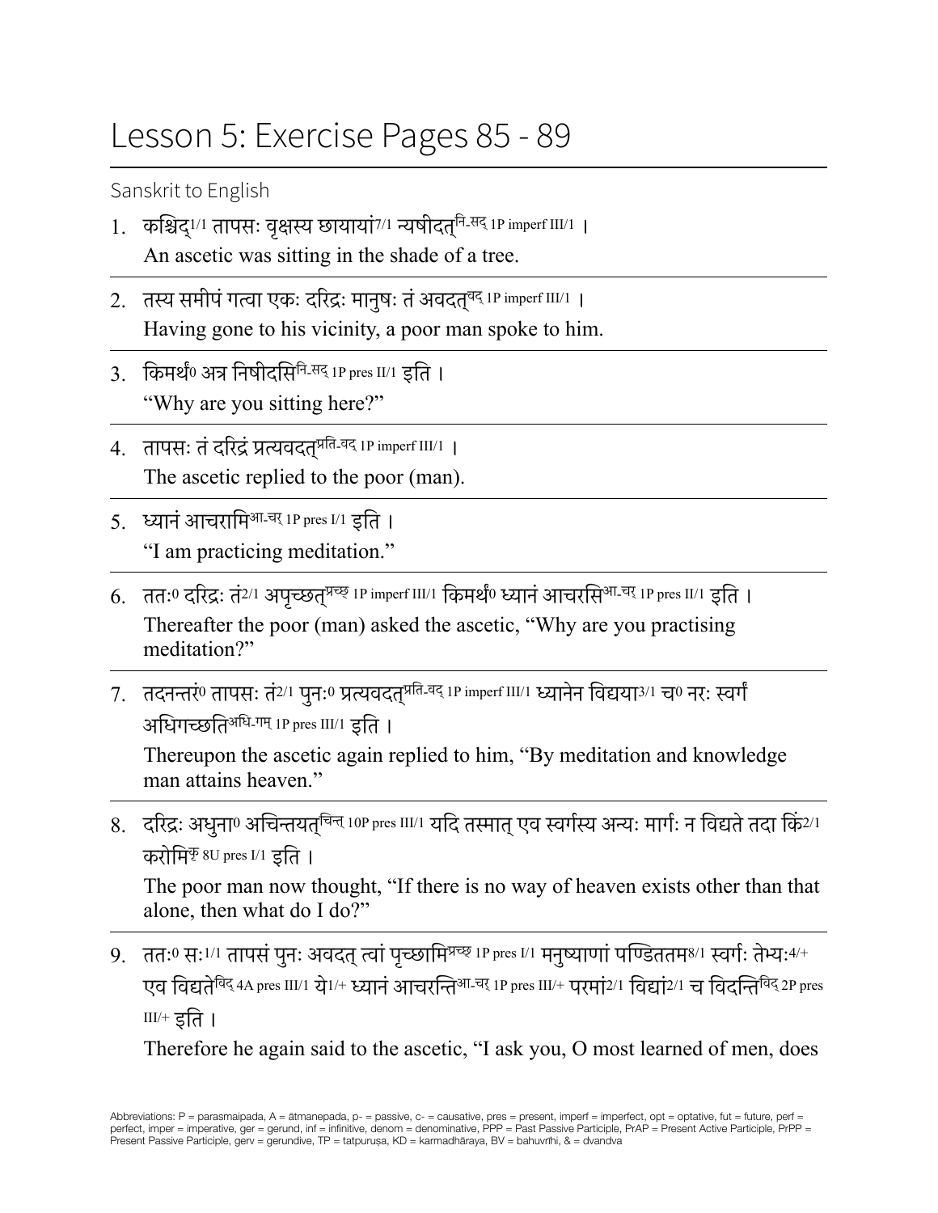# Lesson 5: Exercise Pages 85 - 89

Sanskrit to English

1. कश्चिद्[1/1] तापसः वृक्षस्य छायायां[7/1] न्यषीदत्[नि-सद् 1P imperf III/1] ।
   An ascetic was sitting in the shade of a tree.

2. तस्य समीपं गत्वा एकः दरिद्रः मानुषः तं अवदत्[वद् 1P imperf III/1] ।
   Having gone to his vicinity, a poor man spoke to him.

3. किमर्थं[0] अत्र निषीदसि[नि-सद् 1P pres II/1] इति ।
   "Why are you sitting here?"

4. तापसः तं दरिद्रं प्रत्यवदत्[प्रति-वद् 1P imperf III/1] ।
   The ascetic replied to the poor (man).

5. ध्यानं आचरामि[आ-चर् 1P pres I/1] इति ।
   "I am practicing meditation."

6. ततः[0] दरिद्रः तं[2/1] अपृच्छत्[प्रच्छ् 1P imperf III/1] किमर्थं[0] ध्यानं आचरसि[आ-चर् 1P pres II/1] इति ।
   Thereafter the poor (man) asked the ascetic, "Why are you practising meditation?"

7. तदनन्तरं[0] तापसः तं[2/1] पुनः[0] प्रत्यवदत्[प्रति-वद् 1P imperf III/1] ध्यानेन विद्यया[3/1] च[0] नरः स्वर्गं अधिगच्छति[अधि-गम् 1P pres III/1] इति ।
   Thereupon the ascetic again replied to him, "By meditation and knowledge man attains heaven."

8. दरिद्रः अधुना[0] अचिन्तयत्[चिन्त् 10P pres III/1] यदि तस्मात् एव स्वर्गस्य अन्यः मार्गः न विद्यते तदा किं[2/1] करोमि[कृ 8U pres I/1] इति ।
   The poor man now thought, "If there is no way of heaven exists other than that alone, then what do I do?"

9. ततः[0] सः[1/1] तापसं पुनः अवदत् त्वां पृच्छामि[प्रच्छ् 1P pres I/1] मनुष्याणां पण्डिततम[8/1] स्वर्गः तेभ्यः[4/+] एव विद्यते[विद् 4A pres III/1] ये[1/+] ध्यानं आचरन्ति[आ-चर् 1P pres III/+] परमां[2/1] विद्यां[2/1] च विदन्ति[विद् 2P pres III/+] इति ।
   Therefore he again said to the ascetic, "I ask you, O most learned of men, does

Abbreviations: P = parasmaipada, A = ātmanepada, p- = passive, c- = causative, pres = present, imperf = imperfect, opt = optative, fut = future, perf = perfect, imper = imperative, ger = gerund, inf = infinitive, denom = denominative, PPP = Past Passive Participle, PrAP = Present Active Participle, PrPP = Present Passive Participle, gerv = gerundive, TP = tatpuruṣa, KD = karmadhāraya, BV = bahuvrīhi, & = dvandva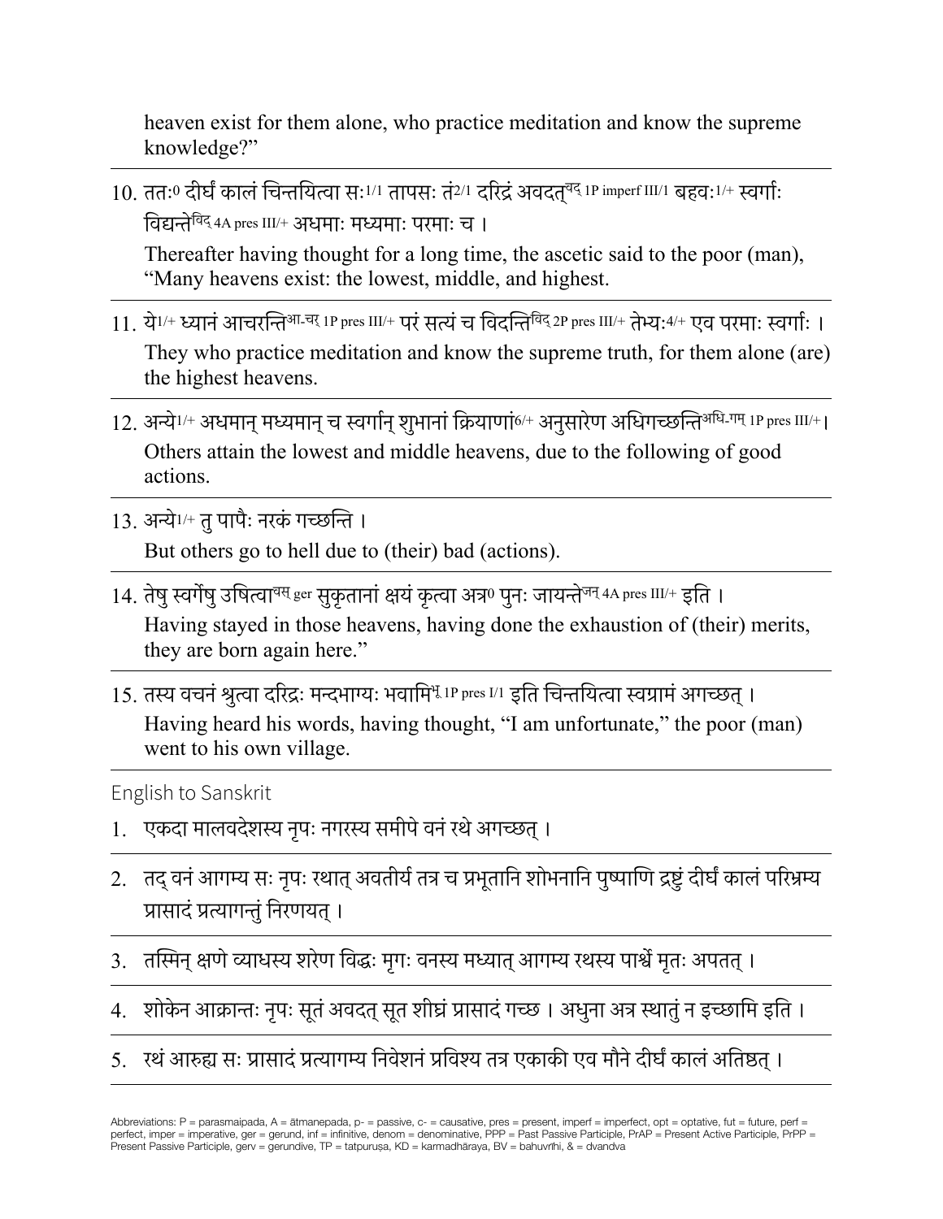heaven exist for them alone, who practice meditation and know the supreme knowledge?"

10. ततः[0] दीर्घं कालं चिन्तयित्वा सः[1/1] तापसः तं[2/1] दरिद्रं अवदत्[वद् 1P imperf III/1] बहवः[1/+] स्वर्गाः विद्यन्ते[विद् 4A pres III/+] अधमाः मध्यमाः परमाः च ।
    Thereafter having thought for a long time, the ascetic said to the poor (man), "Many heavens exist: the lowest, middle, and highest.

11. ये[1/+] ध्यानं आचरन्ति[आ-चर् 1P pres III/+] परं सत्यं च विदन्ति[विद् 2P pres III/+] तेभ्यः[4/+] एव परमाः स्वर्गाः ।
    They who practice meditation and know the supreme truth, for them alone (are) the highest heavens.

12. अन्ये[1/+] अधमान् मध्यमान् च स्वर्गान् शुभानां क्रियाणां[6/+] अनुसारेण अधिगच्छन्ति[अधि-गम् 1P pres III/+]।
    Others attain the lowest and middle heavens, due to the following of good actions.

13. अन्ये[1/+] तु पापैः नरकं गच्छन्ति ।
    But others go to hell due to (their) bad (actions).

14. तेषु स्वर्गेषु उषित्वा[वस् ger] सुकृतानां क्षयं कृत्वा अत्र[0] पुनः जायन्ते[जन् 4A pres III/+] इति ।
    Having stayed in those heavens, having done the exhaustion of (their) merits, they are born again here."

15. तस्य वचनं श्रुत्वा दरिद्रः मन्दभाग्यः भवामि[भू 1P pres I/1] इति चिन्तयित्वा स्वग्रामं अगच्छत् ।
    Having heard his words, having thought, "I am unfortunate," the poor (man) went to his own village.

English to Sanskrit

1. एकदा मालवदेशस्य नृपः नगरस्य समीपे वनं रथे अगच्छत् ।
2. तद् वनं आगम्य सः नृपः रथात् अवतीर्य तत्र च प्रभूतानि शोभनानि पुष्पाणि द्रष्टुं दीर्घं कालं परिभ्रम्य प्रासादं प्रत्यागन्तुं निरणयत् ।
3. तस्मिन् क्षणे व्याधस्य शरेण विद्धः मृगः वनस्य मध्यात् आगम्य रथस्य पार्श्वे मृतः अपतत् ।
4. शोकेन आक्रान्तः नृपः सूतं अवदत् सूत शीघ्रं प्रासादं गच्छ । अधुना अत्र स्थातुं न इच्छामि इति ।
5. रथं आरुह्य सः प्रासादं प्रत्यागम्य निवेशनं प्रविश्य तत्र एकाकी एव मौने दीर्घं कालं अतिष्ठत् ।

Abbreviations: P = parasmaipada, A = ātmanepada, p- = passive, c- = causative, pres = present, imperf = imperfect, opt = optative, fut = future, perf = perfect, imper = imperative, ger = gerund, inf = infinitive, denom = denominative, PPP = Past Passive Participle, PrAP = Present Active Participle, PrPP = Present Passive Participle, gerv = gerundive, TP = tatpuruṣa, KD = karmadhāraya, BV = bahuvrīhi, & = dvandva